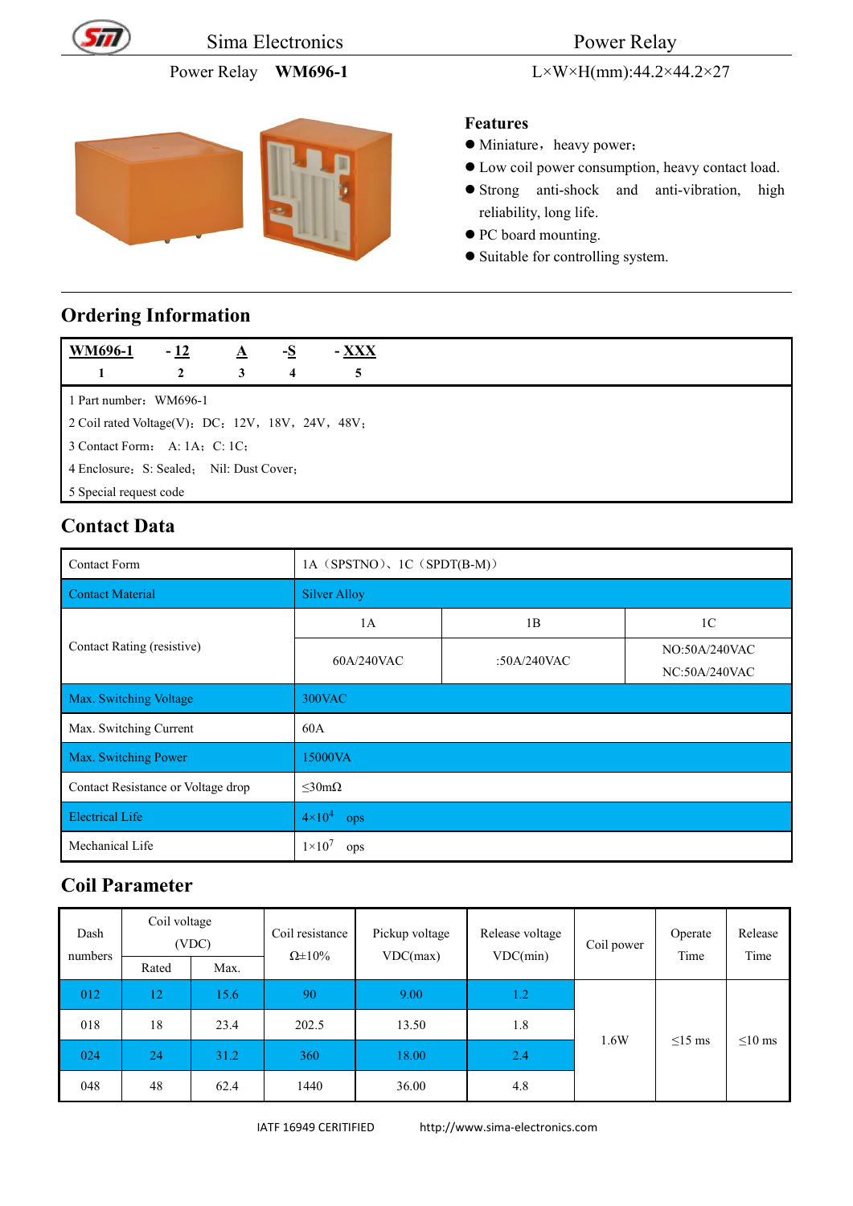Sima Electronics Power Relay

Power Relay **WM696-1** L×W×H(mm):44.2×44.2×27

## Features

- Miniature，heavy power；
- Low coil power consumption, heavy contact load.
- Strong anti-shock and anti-vibration, high reliability, long life.
- PC board mounting.
- Suitable for controlling system.

## Ordering Information

| WM696-1 | - 12 | A | -S | - XXX |
|---|---|---|---|---|
| 1 | 2 | 3 | 4 | 5 |

1 Part number：WM696-1

2 Coil rated Voltage(V)：DC：12V，18V，24V，48V；

3 Contact Form： A: 1A；C: 1C；

4 Enclosure：S: Sealed； Nil: Dust Cover；

5 Special request code

## Contact Data

| Contact Form | 1A（SPSTNO）、1C（SPDT(B-M)） | | |
|---|---|---|---|
| Contact Material | Silver Alloy | | |
| Contact Rating (resistive) | 1A | 1B | 1C |
| | 60A/240VAC | :50A/240VAC | NO:50A/240VAC NC:50A/240VAC |
| Max. Switching Voltage | 300VAC | | |
| Max. Switching Current | 60A | | |
| Max. Switching Power | 15000VA | | |
| Contact Resistance or Voltage drop | ≤30mΩ | | |
| Electrical Life | $4\times10^{4}$ ops | | |
| Mechanical Life | $1\times10^{7}$ ops | | |

## Coil Parameter

| Dash numbers | Coil voltage (VDC) | | Coil resistance Ω±10% | Pickup voltage VDC(max) | Release voltage VDC(min) | Coil power | Operate Time | Release Time |
|---|---|---|---|---|---|---|---|---|
| | Rated | Max. | | | | | | |
| 012 | 12 | 15.6 | 90 | 9.00 | 1.2 | 1.6W | ≤15 ms | ≤10 ms |
| 018 | 18 | 23.4 | 202.5 | 13.50 | 1.8 | | | |
| 024 | 24 | 31.2 | 360 | 18.00 | 2.4 | | | |
| 048 | 48 | 62.4 | 1440 | 36.00 | 4.8 | | | |

IATF 16949 CERITIFIED http://www.sima-electronics.com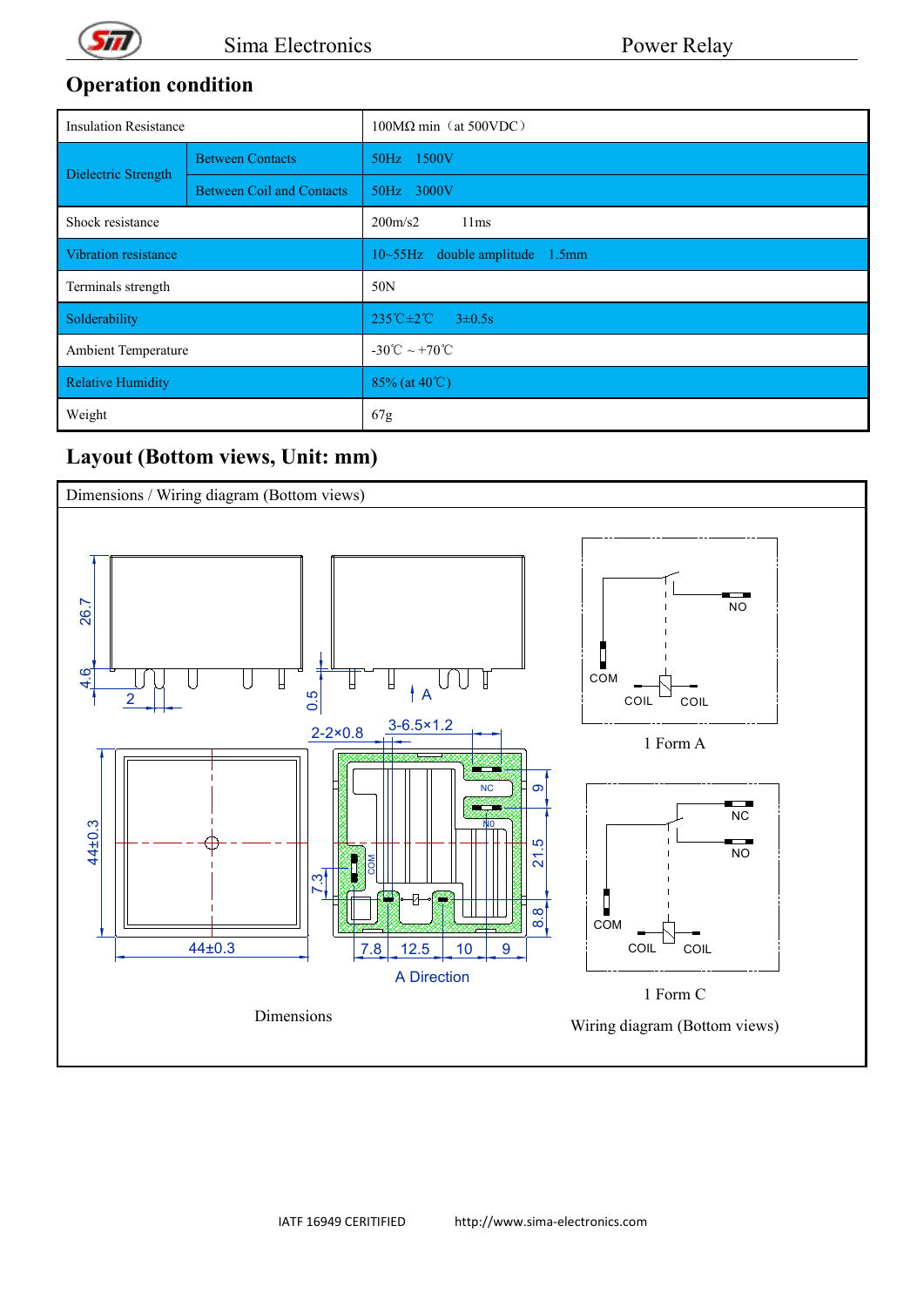## Operation condition

| | | |
|---|---|---|
| Insulation Resistance | | 100MΩ min（at 500VDC） |
| Dielectric Strength | Between Contacts | 50Hz 1500V |
| | Between Coil and Contacts | 50Hz 3000V |
| Shock resistance | | 200m/s2 11ms |
| Vibration resistance | | 10~55Hz double amplitude 1.5mm |
| Terminals strength | | 50N |
| Solderability | | 235℃±2℃ 3±0.5s |
| Ambient Temperature | | -30℃ ~ +70℃ |
| Relative Humidity | | 85% (at 40℃) |
| Weight | | 67g |

## Layout (Bottom views, Unit: mm)

Dimensions / Wiring diagram (Bottom views)

26.7
4.6
2
0.5
A
2-2×0.8
3-6.5×1.2
44±0.3
44±0.3
NC
NO
COM
7.3
9
21.5
8.8
7.8
12.5
10
9
A Direction

Dimensions

NO
COM
COIL
COIL

1 Form A

NC
NO
COM
COIL
COIL

1 Form C

Wiring diagram (Bottom views)